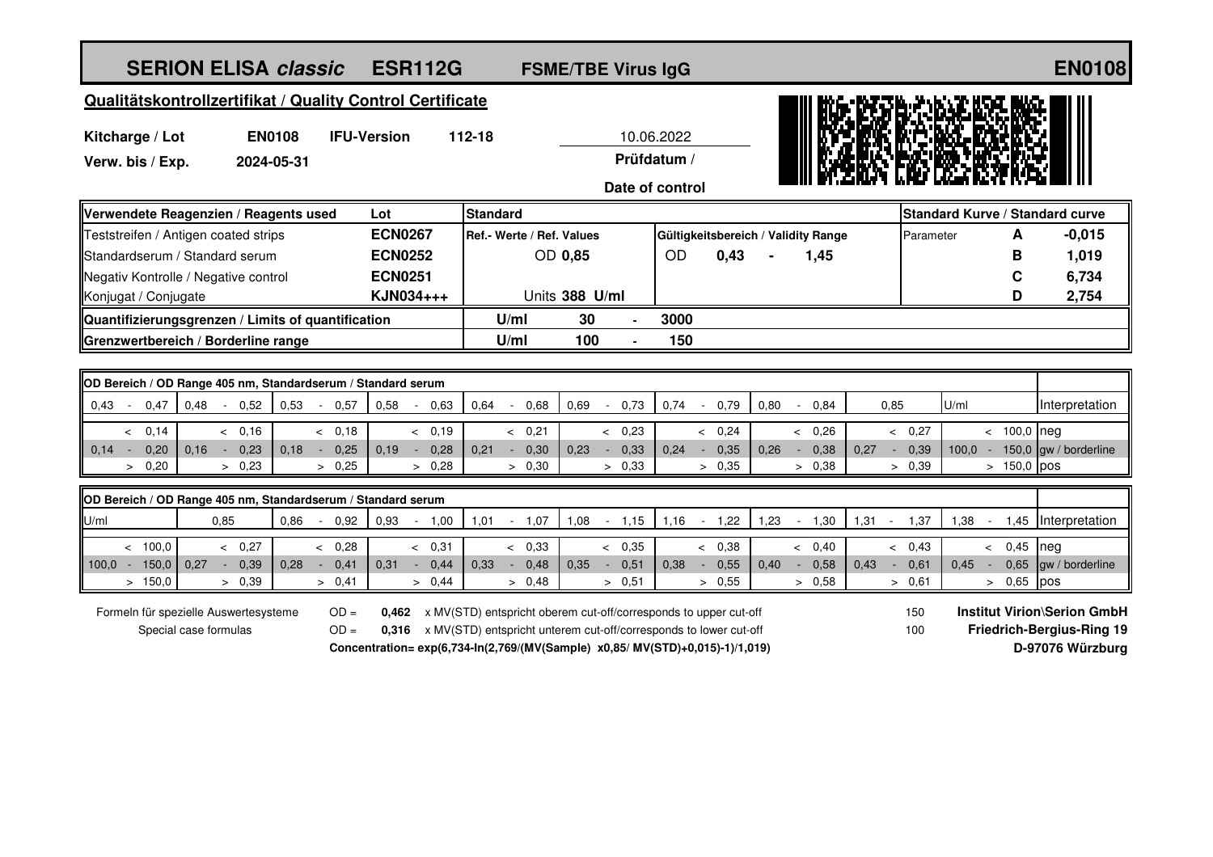# SERION ELISA *classic* ESR112G FSME/TBE Virus IgG EN0108

## Qualitätskontrollzertifikat / Quality Control Certificate

**Kitcharge / Lot** EN0108 **IFU-Version** 112-18 — 10.06.2022 **Prüfdatum / Date of control**

**Verw. bis / Exp.** 2024-05-31

| Verwendete Reagenzien / Reagents used | Lot | Standard | | Gültigkeitsbereich / Validity Range | Standard Kurve / Standard curve | |
|---|---|---|---|---|---|---|
| Teststreifen / Antigen coated strips | ECN0267 | Ref.- Werte / Ref. Values | | | Parameter A | -0,015 |
| Standardserum / Standard serum | ECN0252 | OD 0,85 | | OD 0,43 - 1,45 | B | 1,019 |
| Negativ Kontrolle / Negative control | ECN0251 | | | | C | 6,734 |
| Konjugat / Conjugate | KJN034+++ | Units 388 U/ml | | | D | 2,754 |
| Quantifizierungsgrenzen / Limits of quantification | | U/ml | 30 - 3000 | | | |
| Grenzwertbereich / Borderline range | | U/ml | 100 - 150 | | | |

**OD Bereich / OD Range 405 nm, Standardserum / Standard serum**

| 0,43 - 0,47 | 0,48 - 0,52 | 0,53 - 0,57 | 0,58 - 0,63 | 0,64 - 0,68 | 0,69 - 0,73 | 0,74 - 0,79 | 0,80 - 0,84 | 0,85 | U/ml | Interpretation |
|---|---|---|---|---|---|---|---|---|---|---|
| < 0,14 | < 0,16 | < 0,18 | < 0,19 | < 0,21 | < 0,23 | < 0,24 | < 0,26 | < 0,27 | < 100,0 | neg |
| 0,14 - 0,20 | 0,16 - 0,23 | 0,18 - 0,25 | 0,19 - 0,28 | 0,21 - 0,30 | 0,23 - 0,33 | 0,24 - 0,35 | 0,26 - 0,38 | 0,27 - 0,39 | 100,0 - 150,0 | gw / borderline |
| > 0,20 | > 0,23 | > 0,25 | > 0,28 | > 0,30 | > 0,33 | > 0,35 | > 0,38 | > 0,39 | > 150,0 | pos |

**OD Bereich / OD Range 405 nm, Standardserum / Standard serum**

| U/ml | 0,85 | 0,86 - 0,92 | 0,93 - 1,00 | 1,01 - 1,07 | 1,08 - 1,15 | 1,16 - 1,22 | 1,23 - 1,30 | 1,31 - 1,37 | 1,38 - 1,45 | Interpretation |
|---|---|---|---|---|---|---|---|---|---|---|
| < 100,0 | < 0,27 | < 0,28 | < 0,31 | < 0,33 | < 0,35 | < 0,38 | < 0,40 | < 0,43 | < 0,45 | neg |
| 100,0 - 150,0 | 0,27 - 0,39 | 0,28 - 0,41 | 0,31 - 0,44 | 0,33 - 0,48 | 0,35 - 0,51 | 0,38 - 0,55 | 0,40 - 0,58 | 0,43 - 0,61 | 0,45 - 0,65 | gw / borderline |
| > 150,0 | > 0,39 | > 0,41 | > 0,44 | > 0,48 | > 0,51 | > 0,55 | > 0,58 | > 0,61 | > 0,65 | pos |

Formeln für spezielle Auswertesysteme — OD = **0,462** x MV(STD) entspricht oberem cut-off/corresponds to upper cut-off — 150

Special case formulas — OD = **0,316** x MV(STD) entspricht unterem cut-off/corresponds to lower cut-off — 100

**Concentration= exp(6,734-ln(2,769/(MV(Sample) x0,85/ MV(STD)+0,015)-1)/1,019)**

**Institut Virion\Serion GmbH**
**Friedrich-Bergius-Ring 19**
**D-97076 Würzburg**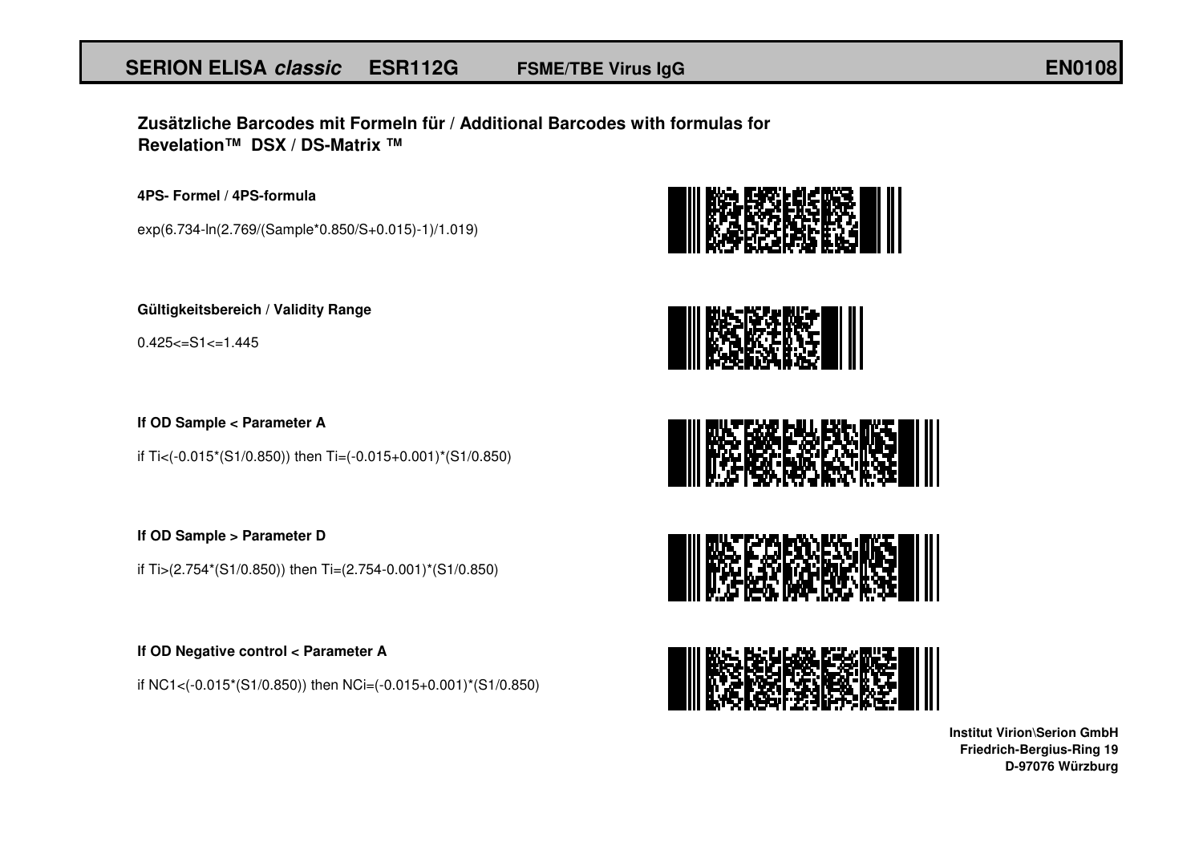# SERION ELISA *classic* ESR112G FSME/TBE Virus IgG EN0108

## Zusätzliche Barcodes mit Formeln für / Additional Barcodes with formulas for Revelation™ DSX / DS-Matrix ™

**4PS- Formel / 4PS-formula**

exp(6.734-ln(2.769/(Sample*0.850/S+0.015)-1)/1.019)

**Gültigkeitsbereich / Validity Range**

0.425<=S1<=1.445

**If OD Sample < Parameter A**

if Ti<(-0.015*(S1/0.850)) then Ti=(-0.015+0.001)*(S1/0.850)

**If OD Sample > Parameter D**

if Ti>(2.754*(S1/0.850)) then Ti=(2.754-0.001)*(S1/0.850)

**If OD Negative control < Parameter A**

if NC1<(-0.015*(S1/0.850)) then NCi=(-0.015+0.001)*(S1/0.850)

**Institut Virion\Serion GmbH**
**Friedrich-Bergius-Ring 19**
**D-97076 Würzburg**